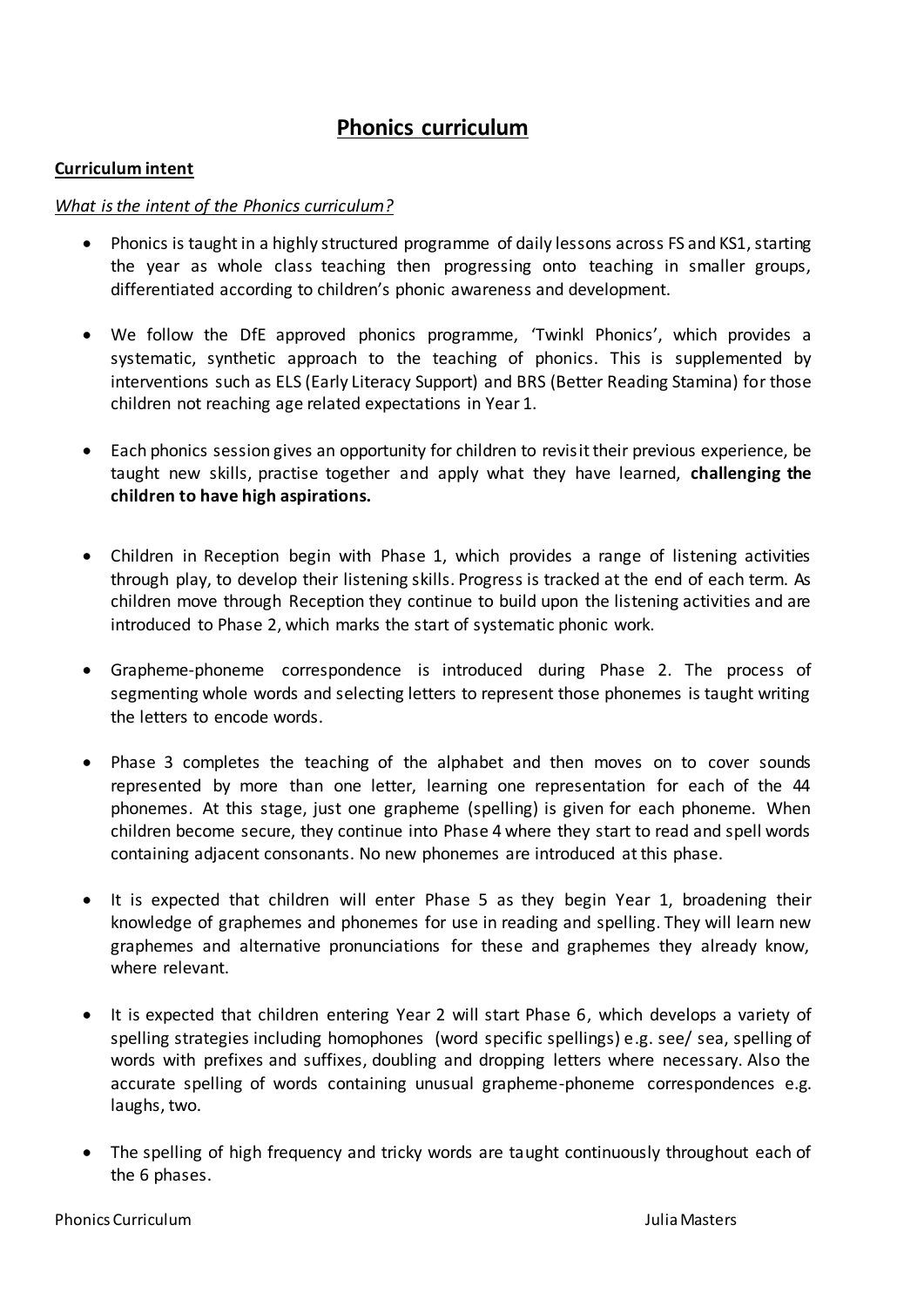# Phonics curriculum

## Curriculum intent

*What is the intent of the Phonics curriculum?*

- Phonics is taught in a highly structured programme of daily lessons across FS and KS1, starting the year as whole class teaching then progressing onto teaching in smaller groups, differentiated according to children's phonic awareness and development.

- We follow the DfE approved phonics programme, 'Twinkl Phonics', which provides a systematic, synthetic approach to the teaching of phonics. This is supplemented by interventions such as ELS (Early Literacy Support) and BRS (Better Reading Stamina) for those children not reaching age related expectations in Year 1.

- Each phonics session gives an opportunity for children to revisit their previous experience, be taught new skills, practise together and apply what they have learned, **challenging the children to have high aspirations.**

- Children in Reception begin with Phase 1, which provides a range of listening activities through play, to develop their listening skills. Progress is tracked at the end of each term. As children move through Reception they continue to build upon the listening activities and are introduced to Phase 2, which marks the start of systematic phonic work.

- Grapheme-phoneme correspondence is introduced during Phase 2. The process of segmenting whole words and selecting letters to represent those phonemes is taught writing the letters to encode words.

- Phase 3 completes the teaching of the alphabet and then moves on to cover sounds represented by more than one letter, learning one representation for each of the 44 phonemes. At this stage, just one grapheme (spelling) is given for each phoneme. When children become secure, they continue into Phase 4 where they start to read and spell words containing adjacent consonants. No new phonemes are introduced at this phase.

- It is expected that children will enter Phase 5 as they begin Year 1, broadening their knowledge of graphemes and phonemes for use in reading and spelling. They will learn new graphemes and alternative pronunciations for these and graphemes they already know, where relevant.

- It is expected that children entering Year 2 will start Phase 6, which develops a variety of spelling strategies including homophones (word specific spellings) e.g. see/ sea, spelling of words with prefixes and suffixes, doubling and dropping letters where necessary. Also the accurate spelling of words containing unusual grapheme-phoneme correspondences e.g. laughs, two.

- The spelling of high frequency and tricky words are taught continuously throughout each of the 6 phases.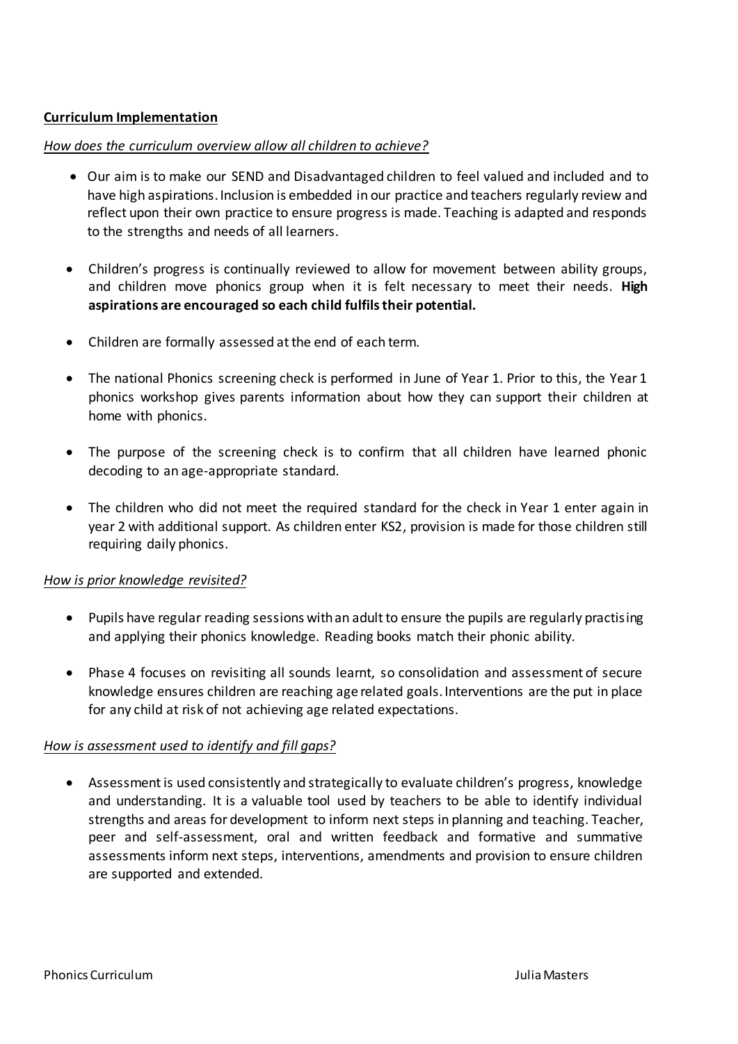## Curriculum Implementation

*How does the curriculum overview allow all children to achieve?*

- Our aim is to make our SEND and Disadvantaged children to feel valued and included and to have high aspirations. Inclusion is embedded in our practice and teachers regularly review and reflect upon their own practice to ensure progress is made. Teaching is adapted and responds to the strengths and needs of all learners.
- Children's progress is continually reviewed to allow for movement between ability groups, and children move phonics group when it is felt necessary to meet their needs. **High aspirations are encouraged so each child fulfils their potential.**
- Children are formally assessed at the end of each term.
- The national Phonics screening check is performed in June of Year 1. Prior to this, the Year 1 phonics workshop gives parents information about how they can support their children at home with phonics.
- The purpose of the screening check is to confirm that all children have learned phonic decoding to an age-appropriate standard.
- The children who did not meet the required standard for the check in Year 1 enter again in year 2 with additional support. As children enter KS2, provision is made for those children still requiring daily phonics.

*How is prior knowledge revisited?*

- Pupils have regular reading sessions with an adult to ensure the pupils are regularly practising and applying their phonics knowledge. Reading books match their phonic ability.
- Phase 4 focuses on revisiting all sounds learnt, so consolidation and assessment of secure knowledge ensures children are reaching age related goals. Interventions are the put in place for any child at risk of not achieving age related expectations.

*How is assessment used to identify and fill gaps?*

- Assessment is used consistently and strategically to evaluate children's progress, knowledge and understanding. It is a valuable tool used by teachers to be able to identify individual strengths and areas for development to inform next steps in planning and teaching. Teacher, peer and self-assessment, oral and written feedback and formative and summative assessments inform next steps, interventions, amendments and provision to ensure children are supported and extended.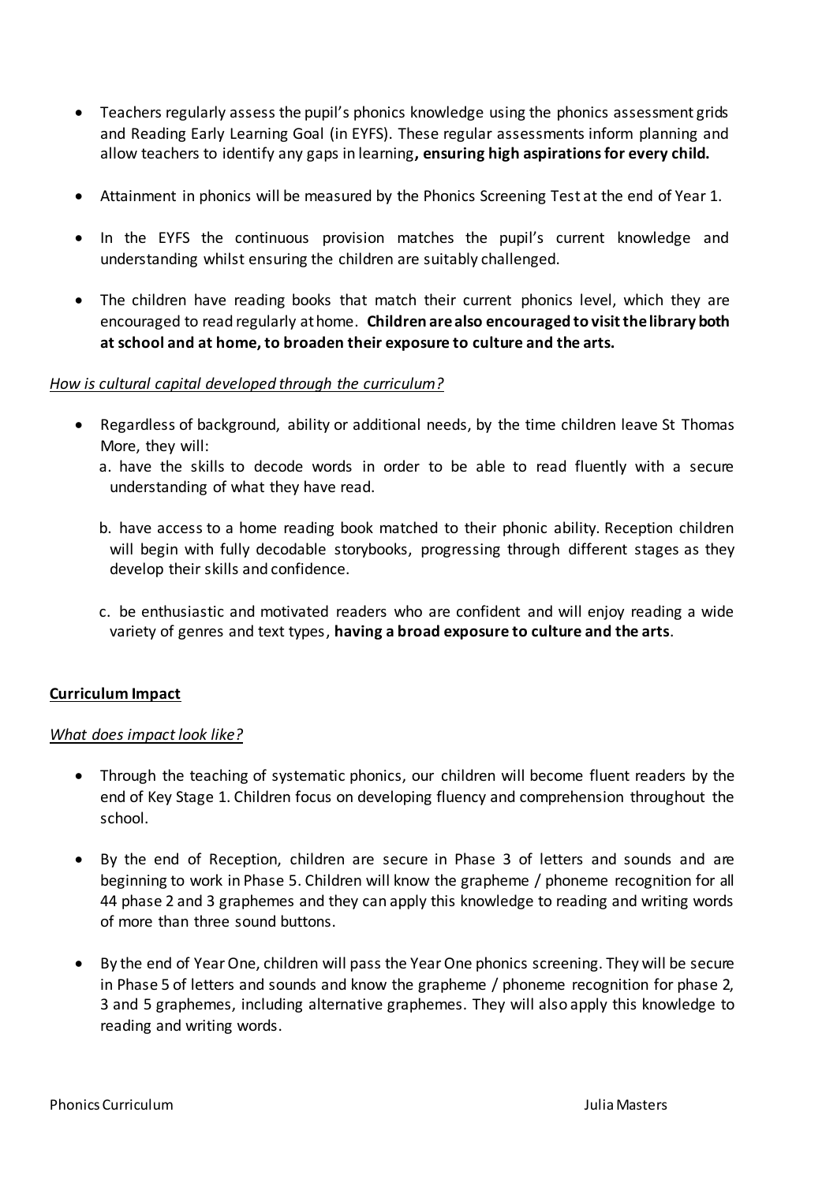- Teachers regularly assess the pupil's phonics knowledge using the phonics assessment grids and Reading Early Learning Goal (in EYFS). These regular assessments inform planning and allow teachers to identify any gaps in learning**, ensuring high aspirations for every child.**

- Attainment in phonics will be measured by the Phonics Screening Test at the end of Year 1.

- In the EYFS the continuous provision matches the pupil's current knowledge and understanding whilst ensuring the children are suitably challenged.

- The children have reading books that match their current phonics level, which they are encouraged to read regularly at home. **Children are also encouraged to visit the library both at school and at home, to broaden their exposure to culture and the arts.**

*How is cultural capital developed through the curriculum?*

- Regardless of background, ability or additional needs, by the time children leave St Thomas More, they will:
  a. have the skills to decode words in order to be able to read fluently with a secure understanding of what they have read.

  b. have access to a home reading book matched to their phonic ability. Reception children will begin with fully decodable storybooks, progressing through different stages as they develop their skills and confidence.

  c. be enthusiastic and motivated readers who are confident and will enjoy reading a wide variety of genres and text types, **having a broad exposure to culture and the arts**.

**Curriculum Impact**

*What does impact look like?*

- Through the teaching of systematic phonics, our children will become fluent readers by the end of Key Stage 1. Children focus on developing fluency and comprehension throughout the school.

- By the end of Reception, children are secure in Phase 3 of letters and sounds and are beginning to work in Phase 5. Children will know the grapheme / phoneme recognition for all 44 phase 2 and 3 graphemes and they can apply this knowledge to reading and writing words of more than three sound buttons.

- By the end of Year One, children will pass the Year One phonics screening. They will be secure in Phase 5 of letters and sounds and know the grapheme / phoneme recognition for phase 2, 3 and 5 graphemes, including alternative graphemes. They will also apply this knowledge to reading and writing words.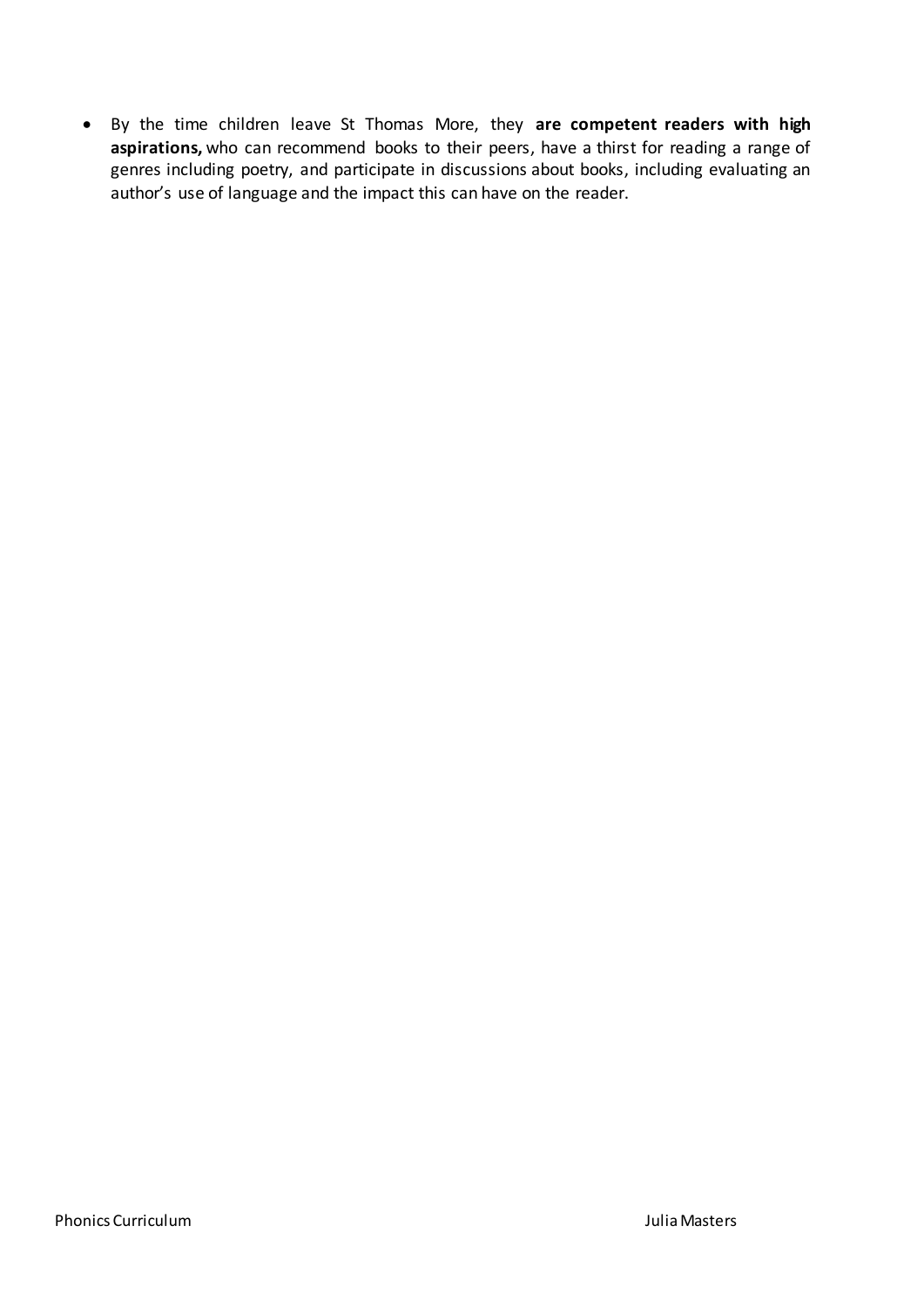- By the time children leave St Thomas More, they **are competent readers with high aspirations,** who can recommend books to their peers, have a thirst for reading a range of genres including poetry, and participate in discussions about books, including evaluating an author's use of language and the impact this can have on the reader.